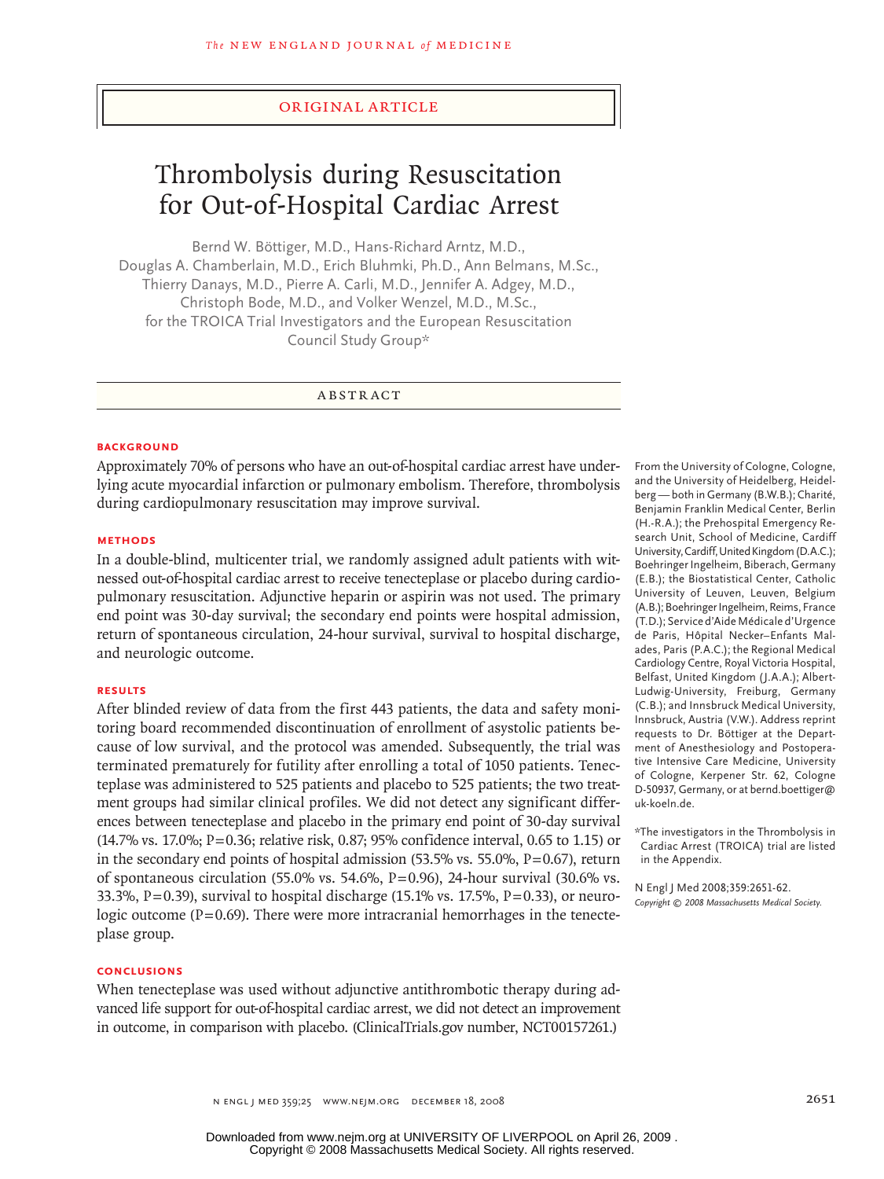ORIGINAL ARTICLE

# Thrombolysis during Resuscitation for Out-of-Hospital Cardiac Arrest

Bernd W. Böttiger, M.D., Hans-Richard Arntz, M.D., Douglas A. Chamberlain, M.D., Erich Bluhmki, Ph.D., Ann Belmans, M.Sc., Thierry Danays, M.D., Pierre A. Carli, M.D., Jennifer A. Adgey, M.D., Christoph Bode, M.D., and Volker Wenzel, M.D., M.Sc., for the TROICA Trial Investigators and the European Resuscitation Council Study Group*

## ABSTRACT

### BACKGROUND

Approximately 70% of persons who have an out-of-hospital cardiac arrest have underlying acute myocardial infarction or pulmonary embolism. Therefore, thrombolysis during cardiopulmonary resuscitation may improve survival.

### METHODS

In a double-blind, multicenter trial, we randomly assigned adult patients with witnessed out-of-hospital cardiac arrest to receive tenecteplase or placebo during cardiopulmonary resuscitation. Adjunctive heparin or aspirin was not used. The primary end point was 30-day survival; the secondary end points were hospital admission, return of spontaneous circulation, 24-hour survival, survival to hospital discharge, and neurologic outcome.

### RESULTS

After blinded review of data from the first 443 patients, the data and safety monitoring board recommended discontinuation of enrollment of asystolic patients because of low survival, and the protocol was amended. Subsequently, the trial was terminated prematurely for futility after enrolling a total of 1050 patients. Tenecteplase was administered to 525 patients and placebo to 525 patients; the two treatment groups had similar clinical profiles. We did not detect any significant differences between tenecteplase and placebo in the primary end point of 30-day survival (14.7% vs. 17.0%; $P=0.36$; relative risk, 0.87; 95% confidence interval, 0.65 to 1.15) or in the secondary end points of hospital admission (53.5% vs. 55.0%, $P=0.67$), return of spontaneous circulation (55.0% vs. 54.6%, $P=0.96$), 24-hour survival (30.6% vs. 33.3%, $P=0.39$), survival to hospital discharge (15.1% vs. 17.5%, $P=0.33$), or neurologic outcome ($P=0.69$). There were more intracranial hemorrhages in the tenecteplase group.

### CONCLUSIONS

When tenecteplase was used without adjunctive antithrombotic therapy during advanced life support for out-of-hospital cardiac arrest, we did not detect an improvement in outcome, in comparison with placebo. (ClinicalTrials.gov number, NCT00157261.)

From the University of Cologne, Cologne, and the University of Heidelberg, Heidelberg — both in Germany (B.W.B.); Charité, Benjamin Franklin Medical Center, Berlin (H.-R.A.); the Prehospital Emergency Research Unit, School of Medicine, Cardiff University, Cardiff, United Kingdom (D.A.C.); Boehringer Ingelheim, Biberach, Germany (E.B.); the Biostatistical Center, Catholic University of Leuven, Leuven, Belgium (A.B.); Boehringer Ingelheim, Reims, France (T.D.); Service d'Aide Médicale d'Urgence de Paris, Hôpital Necker–Enfants Malades, Paris (P.A.C.); the Regional Medical Cardiology Centre, Royal Victoria Hospital, Belfast, United Kingdom (J.A.A.); Albert-Ludwig-University, Freiburg, Germany (C.B.); and Innsbruck Medical University, Innsbruck, Austria (V.W.). Address reprint requests to Dr. Böttiger at the Department of Anesthesiology and Postoperative Intensive Care Medicine, University of Cologne, Kerpener Str. 62, Cologne D-50937, Germany, or at bernd.boettiger@uk-koeln.de.

*The investigators in the Thrombolysis in Cardiac Arrest (TROICA) trial are listed in the Appendix.

N Engl J Med 2008;359:2651-62.
*Copyright © 2008 Massachusetts Medical Society.*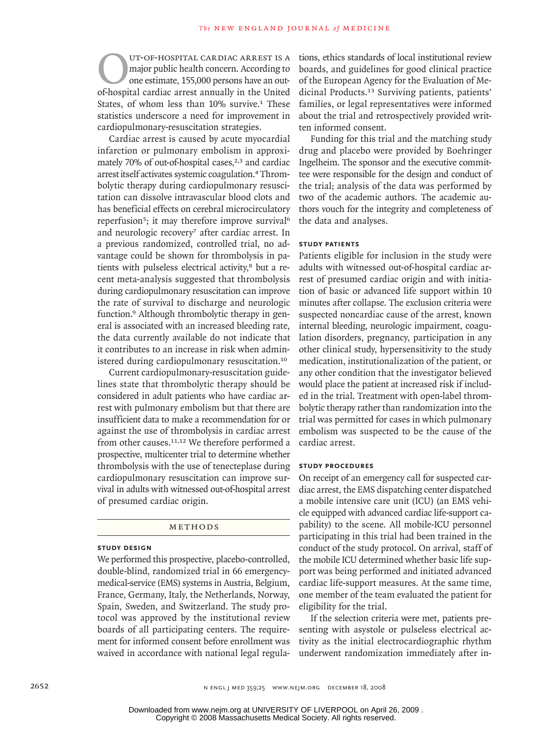Out-of-hospital cardiac arrest is a major public health concern. According to one estimate, 155,000 persons have an out-of-hospital cardiac arrest annually in the United States, of whom less than 10% survive.[1] These statistics underscore a need for improvement in cardiopulmonary-resuscitation strategies.

Cardiac arrest is caused by acute myocardial infarction or pulmonary embolism in approximately 70% of out-of-hospital cases,[2,3] and cardiac arrest itself activates systemic coagulation.[4] Thrombolytic therapy during cardiopulmonary resuscitation can dissolve intravascular blood clots and has beneficial effects on cerebral microcirculatory reperfusion[5]; it may therefore improve survival[6] and neurologic recovery[7] after cardiac arrest. In a previous randomized, controlled trial, no advantage could be shown for thrombolysis in patients with pulseless electrical activity,[8] but a recent meta-analysis suggested that thrombolysis during cardiopulmonary resuscitation can improve the rate of survival to discharge and neurologic function.[9] Although thrombolytic therapy in general is associated with an increased bleeding rate, the data currently available do not indicate that it contributes to an increase in risk when administered during cardiopulmonary resuscitation.[10]

Current cardiopulmonary-resuscitation guidelines state that thrombolytic therapy should be considered in adult patients who have cardiac arrest with pulmonary embolism but that there are insufficient data to make a recommendation for or against the use of thrombolysis in cardiac arrest from other causes.[11,12] We therefore performed a prospective, multicenter trial to determine whether thrombolysis with the use of tenecteplase during cardiopulmonary resuscitation can improve survival in adults with witnessed out-of-hospital arrest of presumed cardiac origin.

## Methods

### Study Design

We performed this prospective, placebo-controlled, double-blind, randomized trial in 66 emergency-medical-service (EMS) systems in Austria, Belgium, France, Germany, Italy, the Netherlands, Norway, Spain, Sweden, and Switzerland. The study protocol was approved by the institutional review boards of all participating centers. The requirement for informed consent before enrollment was waived in accordance with national legal regulations, ethics standards of local institutional review boards, and guidelines for good clinical practice of the European Agency for the Evaluation of Medicinal Products.[13] Surviving patients, patients' families, or legal representatives were informed about the trial and retrospectively provided written informed consent.

Funding for this trial and the matching study drug and placebo were provided by Boehringer Ingelheim. The sponsor and the executive committee were responsible for the design and conduct of the trial; analysis of the data was performed by two of the academic authors. The academic authors vouch for the integrity and completeness of the data and analyses.

### Study Patients

Patients eligible for inclusion in the study were adults with witnessed out-of-hospital cardiac arrest of presumed cardiac origin and with initiation of basic or advanced life support within 10 minutes after collapse. The exclusion criteria were suspected noncardiac cause of the arrest, known internal bleeding, neurologic impairment, coagulation disorders, pregnancy, participation in any other clinical study, hypersensitivity to the study medication, institutionalization of the patient, or any other condition that the investigator believed would place the patient at increased risk if included in the trial. Treatment with open-label thrombolytic therapy rather than randomization into the trial was permitted for cases in which pulmonary embolism was suspected to be the cause of the cardiac arrest.

### Study Procedures

On receipt of an emergency call for suspected cardiac arrest, the EMS dispatching center dispatched a mobile intensive care unit (ICU) (an EMS vehicle equipped with advanced cardiac life-support capability) to the scene. All mobile-ICU personnel participating in this trial had been trained in the conduct of the study protocol. On arrival, staff of the mobile ICU determined whether basic life support was being performed and initiated advanced cardiac life-support measures. At the same time, one member of the team evaluated the patient for eligibility for the trial.

If the selection criteria were met, patients presenting with asystole or pulseless electrical activity as the initial electrocardiographic rhythm underwent randomization immediately after in-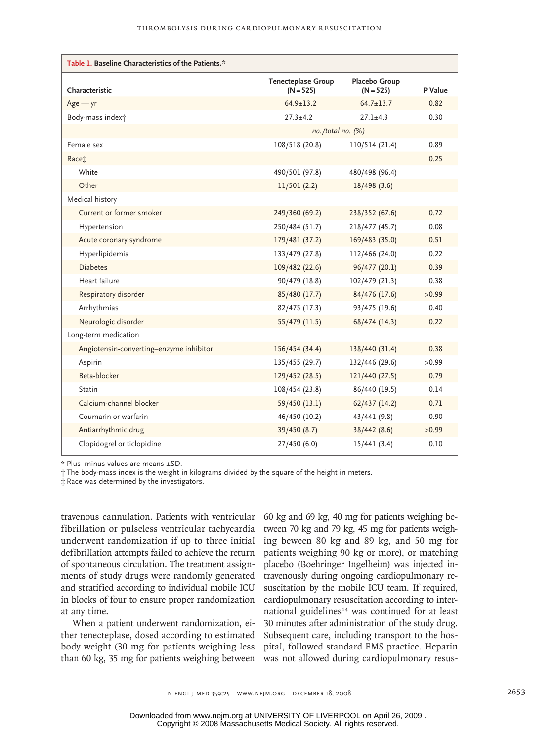**Table 1. Baseline Characteristics of the Patients.***

| Characteristic | Tenecteplase Group (N=525) | Placebo Group (N=525) | P Value |
|---|---|---|---|
| Age — yr | 64.9±13.2 | 64.7±13.7 | 0.82 |
| Body-mass index† | 27.3±4.2 | 27.1±4.3 | 0.30 |
| | *no./total no. (%)* | | |
| Female sex | 108/518 (20.8) | 110/514 (21.4) | 0.89 |
| Race‡ | | | 0.25 |
| White | 490/501 (97.8) | 480/498 (96.4) | |
| Other | 11/501 (2.2) | 18/498 (3.6) | |
| Medical history | | | |
| Current or former smoker | 249/360 (69.2) | 238/352 (67.6) | 0.72 |
| Hypertension | 250/484 (51.7) | 218/477 (45.7) | 0.08 |
| Acute coronary syndrome | 179/481 (37.2) | 169/483 (35.0) | 0.51 |
| Hyperlipidemia | 133/479 (27.8) | 112/466 (24.0) | 0.22 |
| Diabetes | 109/482 (22.6) | 96/477 (20.1) | 0.39 |
| Heart failure | 90/479 (18.8) | 102/479 (21.3) | 0.38 |
| Respiratory disorder | 85/480 (17.7) | 84/476 (17.6) | >0.99 |
| Arrhythmias | 82/475 (17.3) | 93/475 (19.6) | 0.40 |
| Neurologic disorder | 55/479 (11.5) | 68/474 (14.3) | 0.22 |
| Long-term medication | | | |
| Angiotensin-converting–enzyme inhibitor | 156/454 (34.4) | 138/440 (31.4) | 0.38 |
| Aspirin | 135/455 (29.7) | 132/446 (29.6) | >0.99 |
| Beta-blocker | 129/452 (28.5) | 121/440 (27.5) | 0.79 |
| Statin | 108/454 (23.8) | 86/440 (19.5) | 0.14 |
| Calcium-channel blocker | 59/450 (13.1) | 62/437 (14.2) | 0.71 |
| Coumarin or warfarin | 46/450 (10.2) | 43/441 (9.8) | 0.90 |
| Antiarrhythmic drug | 39/450 (8.7) | 38/442 (8.6) | >0.99 |
| Clopidogrel or ticlopidine | 27/450 (6.0) | 15/441 (3.4) | 0.10 |

* Plus–minus values are means ±SD.
† The body-mass index is the weight in kilograms divided by the square of the height in meters.
‡ Race was determined by the investigators.

travenous cannulation. Patients with ventricular fibrillation or pulseless ventricular tachycardia underwent randomization if up to three initial defibrillation attempts failed to achieve the return of spontaneous circulation. The treatment assignments of study drugs were randomly generated and stratified according to individual mobile ICU in blocks of four to ensure proper randomization at any time.

When a patient underwent randomization, either tenecteplase, dosed according to estimated body weight (30 mg for patients weighing less than 60 kg, 35 mg for patients weighing between 60 kg and 69 kg, 40 mg for patients weighing between 70 kg and 79 kg, 45 mg for patients weighing beween 80 kg and 89 kg, and 50 mg for patients weighing 90 kg or more), or matching placebo (Boehringer Ingelheim) was injected intravenously during ongoing cardiopulmonary resuscitation by the mobile ICU team. If required, cardiopulmonary resuscitation according to international guidelines[14] was continued for at least 30 minutes after administration of the study drug. Subsequent care, including transport to the hospital, followed standard EMS practice. Heparin was not allowed during cardiopulmonary resus-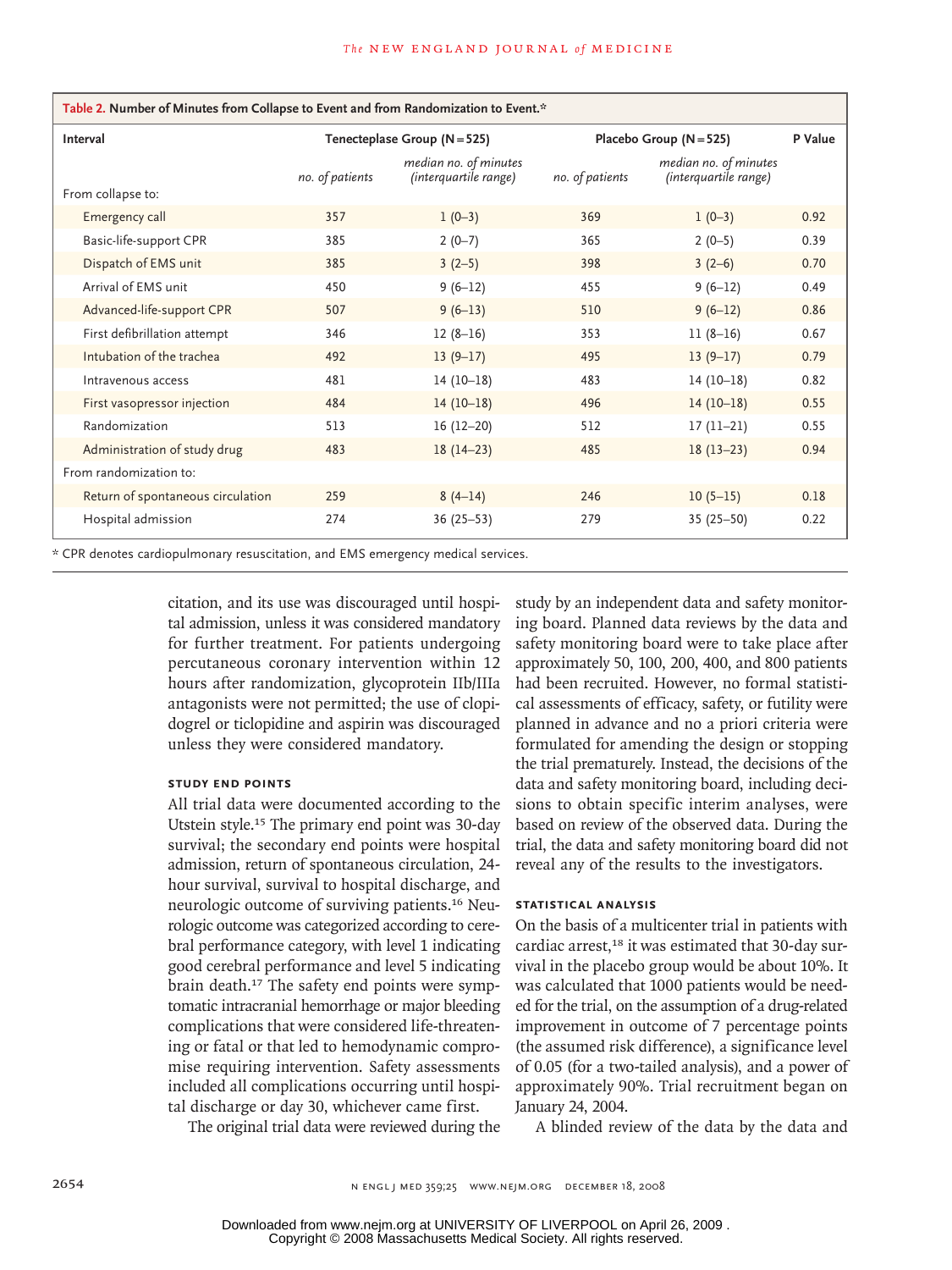**Table 2. Number of Minutes from Collapse to Event and from Randomization to Event.***

| Interval | Tenecteplase Group (N=525) | | Placebo Group (N=525) | | P Value |
|---|---|---|---|---|---|
| | *no. of patients* | *median no. of minutes (interquartile range)* | *no. of patients* | *median no. of minutes (interquartile range)* | |
| From collapse to: | | | | | |
| Emergency call | 357 | 1 (0–3) | 369 | 1 (0–3) | 0.92 |
| Basic-life-support CPR | 385 | 2 (0–7) | 365 | 2 (0–5) | 0.39 |
| Dispatch of EMS unit | 385 | 3 (2–5) | 398 | 3 (2–6) | 0.70 |
| Arrival of EMS unit | 450 | 9 (6–12) | 455 | 9 (6–12) | 0.49 |
| Advanced-life-support CPR | 507 | 9 (6–13) | 510 | 9 (6–12) | 0.86 |
| First defibrillation attempt | 346 | 12 (8–16) | 353 | 11 (8–16) | 0.67 |
| Intubation of the trachea | 492 | 13 (9–17) | 495 | 13 (9–17) | 0.79 |
| Intravenous access | 481 | 14 (10–18) | 483 | 14 (10–18) | 0.82 |
| First vasopressor injection | 484 | 14 (10–18) | 496 | 14 (10–18) | 0.55 |
| Randomization | 513 | 16 (12–20) | 512 | 17 (11–21) | 0.55 |
| Administration of study drug | 483 | 18 (14–23) | 485 | 18 (13–23) | 0.94 |
| From randomization to: | | | | | |
| Return of spontaneous circulation | 259 | 8 (4–14) | 246 | 10 (5–15) | 0.18 |
| Hospital admission | 274 | 36 (25–53) | 279 | 35 (25–50) | 0.22 |

\* CPR denotes cardiopulmonary resuscitation, and EMS emergency medical services.

citation, and its use was discouraged until hospital admission, unless it was considered mandatory for further treatment. For patients undergoing percutaneous coronary intervention within 12 hours after randomization, glycoprotein IIb/IIIa antagonists were not permitted; the use of clopidogrel or ticlopidine and aspirin was discouraged unless they were considered mandatory.

### STUDY END POINTS

All trial data were documented according to the Utstein style.[15] The primary end point was 30-day survival; the secondary end points were hospital admission, return of spontaneous circulation, 24-hour survival, survival to hospital discharge, and neurologic outcome of surviving patients.[16] Neurologic outcome was categorized according to cerebral performance category, with level 1 indicating good cerebral performance and level 5 indicating brain death.[17] The safety end points were symptomatic intracranial hemorrhage or major bleeding complications that were considered life-threatening or fatal or that led to hemodynamic compromise requiring intervention. Safety assessments included all complications occurring until hospital discharge or day 30, whichever came first.

The original trial data were reviewed during the study by an independent data and safety monitoring board. Planned data reviews by the data and safety monitoring board were to take place after approximately 50, 100, 200, 400, and 800 patients had been recruited. However, no formal statistical assessments of efficacy, safety, or futility were planned in advance and no a priori criteria were formulated for amending the design or stopping the trial prematurely. Instead, the decisions of the data and safety monitoring board, including decisions to obtain specific interim analyses, were based on review of the observed data. During the trial, the data and safety monitoring board did not reveal any of the results to the investigators.

### STATISTICAL ANALYSIS

On the basis of a multicenter trial in patients with cardiac arrest,[18] it was estimated that 30-day survival in the placebo group would be about 10%. It was calculated that 1000 patients would be needed for the trial, on the assumption of a drug-related improvement in outcome of 7 percentage points (the assumed risk difference), a significance level of 0.05 (for a two-tailed analysis), and a power of approximately 90%. Trial recruitment began on January 24, 2004.

A blinded review of the data by the data and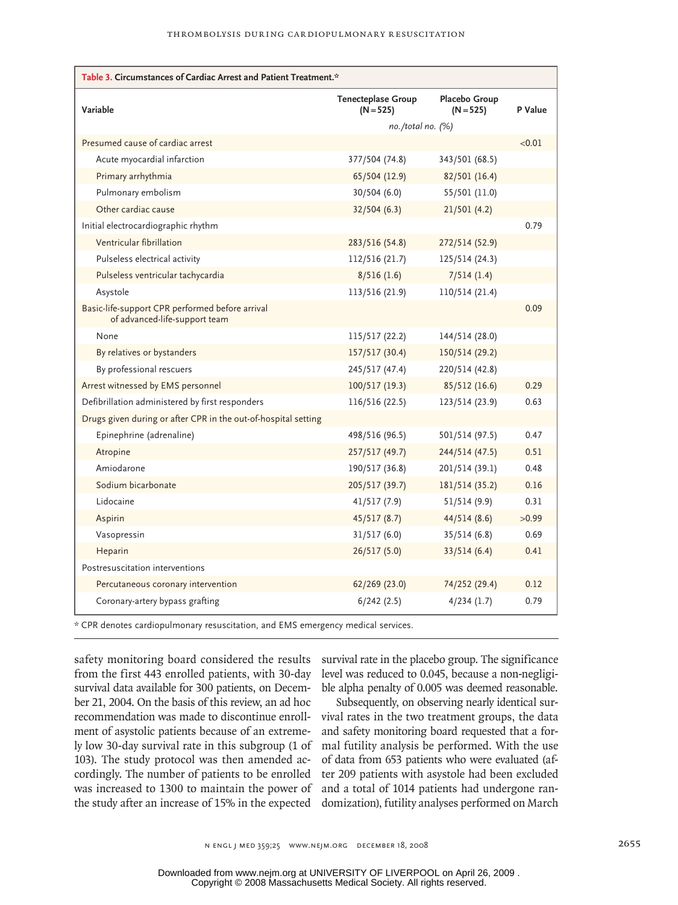**Table 3. Circumstances of Cardiac Arrest and Patient Treatment.***

| Variable | Tenecteplase Group (N=525) | Placebo Group (N=525) | P Value |
|---|---|---|---|
| | *no./total no. (%)* | | |
| Presumed cause of cardiac arrest | | | <0.01 |
| Acute myocardial infarction | 377/504 (74.8) | 343/501 (68.5) | |
| Primary arrhythmia | 65/504 (12.9) | 82/501 (16.4) | |
| Pulmonary embolism | 30/504 (6.0) | 55/501 (11.0) | |
| Other cardiac cause | 32/504 (6.3) | 21/501 (4.2) | |
| Initial electrocardiographic rhythm | | | 0.79 |
| Ventricular fibrillation | 283/516 (54.8) | 272/514 (52.9) | |
| Pulseless electrical activity | 112/516 (21.7) | 125/514 (24.3) | |
| Pulseless ventricular tachycardia | 8/516 (1.6) | 7/514 (1.4) | |
| Asystole | 113/516 (21.9) | 110/514 (21.4) | |
| Basic-life-support CPR performed before arrival of advanced-life-support team | | | 0.09 |
| None | 115/517 (22.2) | 144/514 (28.0) | |
| By relatives or bystanders | 157/517 (30.4) | 150/514 (29.2) | |
| By professional rescuers | 245/517 (47.4) | 220/514 (42.8) | |
| Arrest witnessed by EMS personnel | 100/517 (19.3) | 85/512 (16.6) | 0.29 |
| Defibrillation administered by first responders | 116/516 (22.5) | 123/514 (23.9) | 0.63 |
| Drugs given during or after CPR in the out-of-hospital setting | | | |
| Epinephrine (adrenaline) | 498/516 (96.5) | 501/514 (97.5) | 0.47 |
| Atropine | 257/517 (49.7) | 244/514 (47.5) | 0.51 |
| Amiodarone | 190/517 (36.8) | 201/514 (39.1) | 0.48 |
| Sodium bicarbonate | 205/517 (39.7) | 181/514 (35.2) | 0.16 |
| Lidocaine | 41/517 (7.9) | 51/514 (9.9) | 0.31 |
| Aspirin | 45/517 (8.7) | 44/514 (8.6) | >0.99 |
| Vasopressin | 31/517 (6.0) | 35/514 (6.8) | 0.69 |
| Heparin | 26/517 (5.0) | 33/514 (6.4) | 0.41 |
| Postresuscitation interventions | | | |
| Percutaneous coronary intervention | 62/269 (23.0) | 74/252 (29.4) | 0.12 |
| Coronary-artery bypass grafting | 6/242 (2.5) | 4/234 (1.7) | 0.79 |

* CPR denotes cardiopulmonary resuscitation, and EMS emergency medical services.

safety monitoring board considered the results from the first 443 enrolled patients, with 30-day survival data available for 300 patients, on December 21, 2004. On the basis of this review, an ad hoc recommendation was made to discontinue enrollment of asystolic patients because of an extremely low 30-day survival rate in this subgroup (1 of 103). The study protocol was then amended accordingly. The number of patients to be enrolled was increased to 1300 to maintain the power of the study after an increase of 15% in the expected survival rate in the placebo group. The significance level was reduced to 0.045, because a non-negligible alpha penalty of 0.005 was deemed reasonable.

Subsequently, on observing nearly identical survival rates in the two treatment groups, the data and safety monitoring board requested that a formal futility analysis be performed. With the use of data from 653 patients who were evaluated (after 209 patients with asystole had been excluded and a total of 1014 patients had undergone randomization), futility analyses performed on March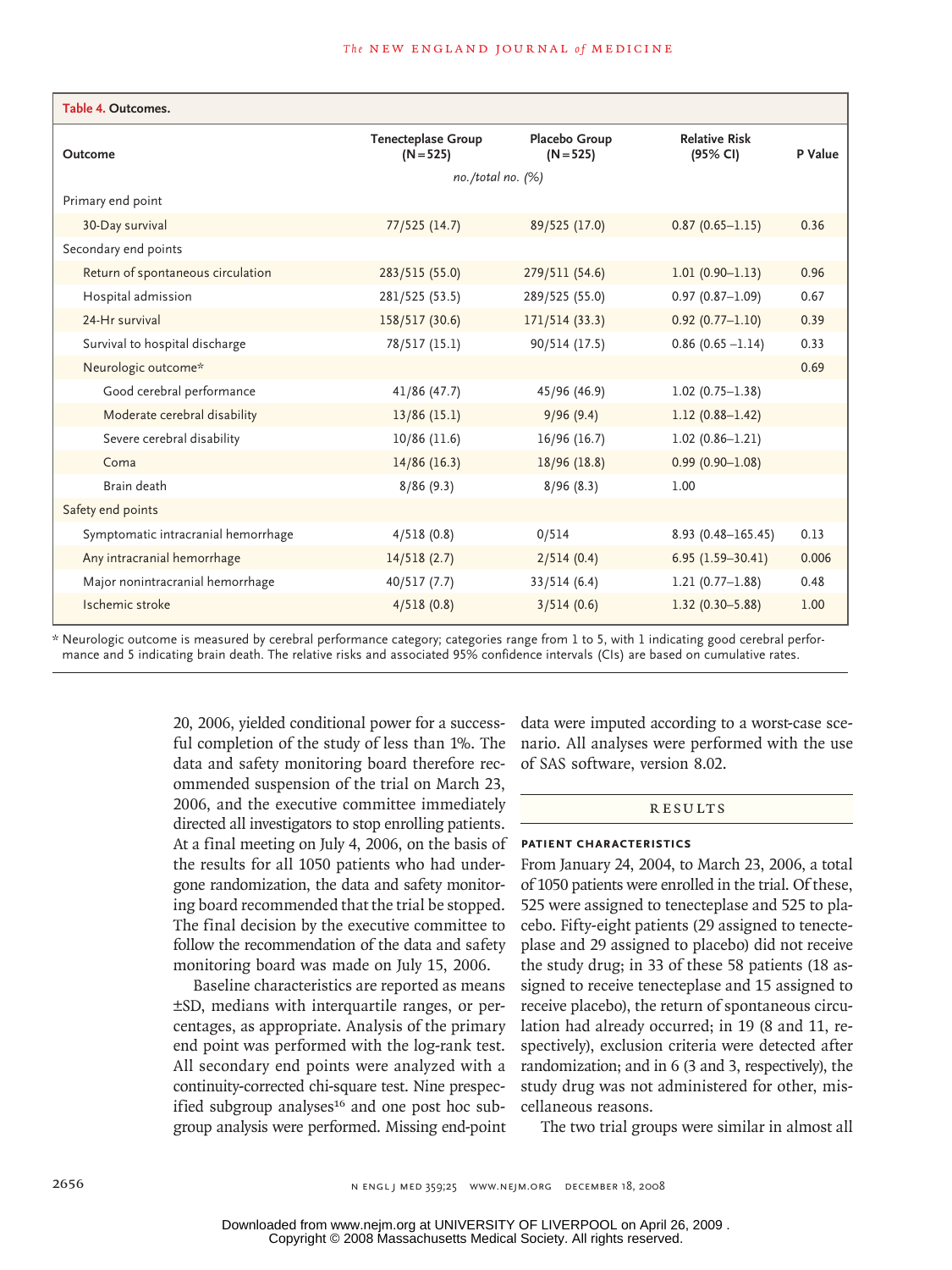**Table 4. Outcomes.**

| Outcome | Tenecteplase Group (N=525) | Placebo Group (N=525) | Relative Risk (95% CI) | P Value |
|---|---|---|---|---|
| | *no./total no. (%)* | | | |
| Primary end point | | | | |
| 30-Day survival | 77/525 (14.7) | 89/525 (17.0) | 0.87 (0.65–1.15) | 0.36 |
| Secondary end points | | | | |
| Return of spontaneous circulation | 283/515 (55.0) | 279/511 (54.6) | 1.01 (0.90–1.13) | 0.96 |
| Hospital admission | 281/525 (53.5) | 289/525 (55.0) | 0.97 (0.87–1.09) | 0.67 |
| 24-Hr survival | 158/517 (30.6) | 171/514 (33.3) | 0.92 (0.77–1.10) | 0.39 |
| Survival to hospital discharge | 78/517 (15.1) | 90/514 (17.5) | 0.86 (0.65 –1.14) | 0.33 |
| Neurologic outcome* | | | | 0.69 |
| Good cerebral performance | 41/86 (47.7) | 45/96 (46.9) | 1.02 (0.75–1.38) | |
| Moderate cerebral disability | 13/86 (15.1) | 9/96 (9.4) | 1.12 (0.88–1.42) | |
| Severe cerebral disability | 10/86 (11.6) | 16/96 (16.7) | 1.02 (0.86–1.21) | |
| Coma | 14/86 (16.3) | 18/96 (18.8) | 0.99 (0.90–1.08) | |
| Brain death | 8/86 (9.3) | 8/96 (8.3) | 1.00 | |
| Safety end points | | | | |
| Symptomatic intracranial hemorrhage | 4/518 (0.8) | 0/514 | 8.93 (0.48–165.45) | 0.13 |
| Any intracranial hemorrhage | 14/518 (2.7) | 2/514 (0.4) | 6.95 (1.59–30.41) | 0.006 |
| Major nonintracranial hemorrhage | 40/517 (7.7) | 33/514 (6.4) | 1.21 (0.77–1.88) | 0.48 |
| Ischemic stroke | 4/518 (0.8) | 3/514 (0.6) | 1.32 (0.30–5.88) | 1.00 |

\* Neurologic outcome is measured by cerebral performance category; categories range from 1 to 5, with 1 indicating good cerebral performance and 5 indicating brain death. The relative risks and associated 95% confidence intervals (CIs) are based on cumulative rates.

20, 2006, yielded conditional power for a successful completion of the study of less than 1%. The data and safety monitoring board therefore recommended suspension of the trial on March 23, 2006, and the executive committee immediately directed all investigators to stop enrolling patients. At a final meeting on July 4, 2006, on the basis of the results for all 1050 patients who had undergone randomization, the data and safety monitoring board recommended that the trial be stopped. The final decision by the executive committee to follow the recommendation of the data and safety monitoring board was made on July 15, 2006.

Baseline characteristics are reported as means ±SD, medians with interquartile ranges, or percentages, as appropriate. Analysis of the primary end point was performed with the log-rank test. All secondary end points were analyzed with a continuity-corrected chi-square test. Nine prespecified subgroup analyses[16] and one post hoc subgroup analysis were performed. Missing end-point data were imputed according to a worst-case scenario. All analyses were performed with the use of SAS software, version 8.02.

## RESULTS

### PATIENT CHARACTERISTICS

From January 24, 2004, to March 23, 2006, a total of 1050 patients were enrolled in the trial. Of these, 525 were assigned to tenecteplase and 525 to placebo. Fifty-eight patients (29 assigned to tenecteplase and 29 assigned to placebo) did not receive the study drug; in 33 of these 58 patients (18 assigned to receive tenecteplase and 15 assigned to receive placebo), the return of spontaneous circulation had already occurred; in 19 (8 and 11, respectively), exclusion criteria were detected after randomization; and in 6 (3 and 3, respectively), the study drug was not administered for other, miscellaneous reasons.

The two trial groups were similar in almost all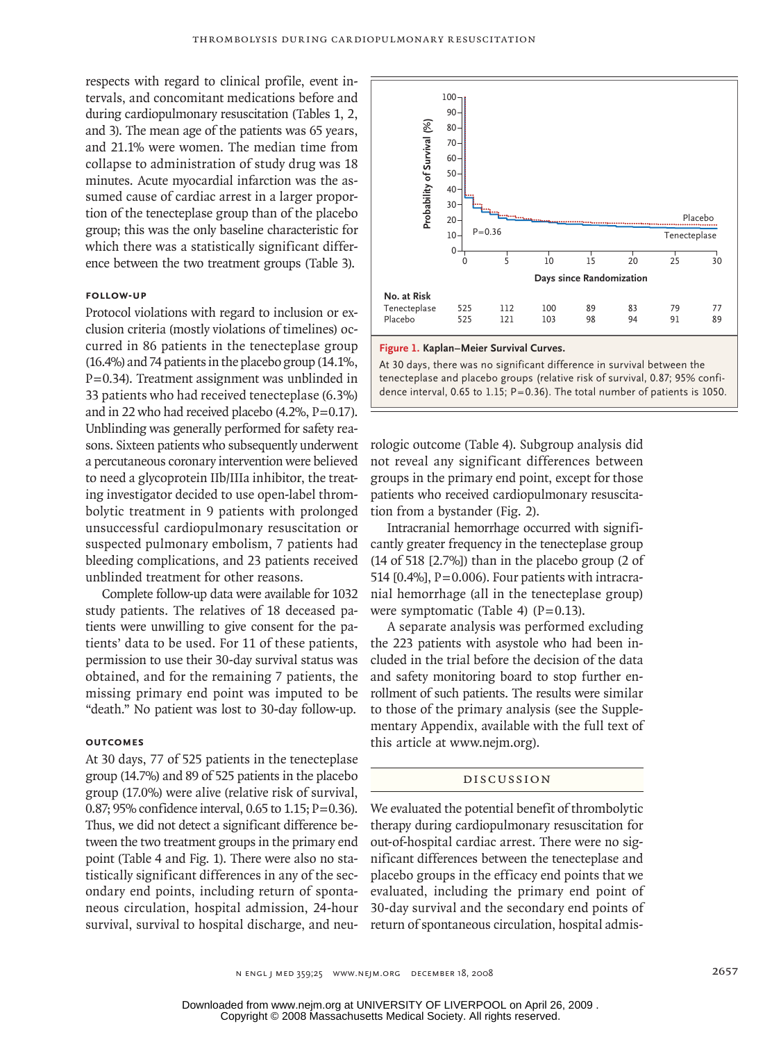respects with regard to clinical profile, event intervals, and concomitant medications before and during cardiopulmonary resuscitation (Tables 1, 2, and 3). The mean age of the patients was 65 years, and 21.1% were women. The median time from collapse to administration of study drug was 18 minutes. Acute myocardial infarction was the assumed cause of cardiac arrest in a larger proportion of the tenecteplase group than of the placebo group; this was the only baseline characteristic for which there was a statistically significant difference between the two treatment groups (Table 3).

### Follow-up

Protocol violations with regard to inclusion or exclusion criteria (mostly violations of timelines) occurred in 86 patients in the tenecteplase group (16.4%) and 74 patients in the placebo group (14.1%, P=0.34). Treatment assignment was unblinded in 33 patients who had received tenecteplase (6.3%) and in 22 who had received placebo (4.2%, P=0.17). Unblinding was generally performed for safety reasons. Sixteen patients who subsequently underwent a percutaneous coronary intervention were believed to need a glycoprotein IIb/IIIa inhibitor, the treating investigator decided to use open-label thrombolytic treatment in 9 patients with prolonged unsuccessful cardiopulmonary resuscitation or suspected pulmonary embolism, 7 patients had bleeding complications, and 23 patients received unblinded treatment for other reasons.

Complete follow-up data were available for 1032 study patients. The relatives of 18 deceased patients were unwilling to give consent for the patients' data to be used. For 11 of these patients, permission to use their 30-day survival status was obtained, and for the remaining 7 patients, the missing primary end point was imputed to be "death." No patient was lost to 30-day follow-up.

### Outcomes

At 30 days, 77 of 525 patients in the tenecteplase group (14.7%) and 89 of 525 patients in the placebo group (17.0%) were alive (relative risk of survival, 0.87; 95% confidence interval, 0.65 to 1.15; P=0.36). Thus, we did not detect a significant difference between the two treatment groups in the primary end point (Table 4 and Fig. 1). There were also no statistically significant differences in any of the secondary end points, including return of spontaneous circulation, hospital admission, 24-hour survival, survival to hospital discharge, and neurologic outcome (Table 4). Subgroup analysis did not reveal any significant differences between groups in the primary end point, except for those patients who received cardiopulmonary resuscitation from a bystander (Fig. 2).

| No. at Risk | 0 | 5 | 10 | 15 | 20 | 25 | 30 |
|---|---|---|---|---|---|---|---|
| Tenecteplase | 525 | 112 | 100 | 89 | 83 | 79 | 77 |
| Placebo | 525 | 121 | 103 | 98 | 94 | 91 | 89 |

**Figure 1. Kaplan–Meier Survival Curves.**

At 30 days, there was no significant difference in survival between the tenecteplase and placebo groups (relative risk of survival, 0.87; 95% confidence interval, 0.65 to 1.15; P=0.36). The total number of patients is 1050.

Intracranial hemorrhage occurred with significantly greater frequency in the tenecteplase group (14 of 518 [2.7%]) than in the placebo group (2 of 514 [0.4%], P=0.006). Four patients with intracranial hemorrhage (all in the tenecteplase group) were symptomatic (Table 4) (P=0.13).

A separate analysis was performed excluding the 223 patients with asystole who had been included in the trial before the decision of the data and safety monitoring board to stop further enrollment of such patients. The results were similar to those of the primary analysis (see the Supplementary Appendix, available with the full text of this article at www.nejm.org).

## Discussion

We evaluated the potential benefit of thrombolytic therapy during cardiopulmonary resuscitation for out-of-hospital cardiac arrest. There were no significant differences between the tenecteplase and placebo groups in the efficacy end points that we evaluated, including the primary end point of 30-day survival and the secondary end points of return of spontaneous circulation, hospital admis-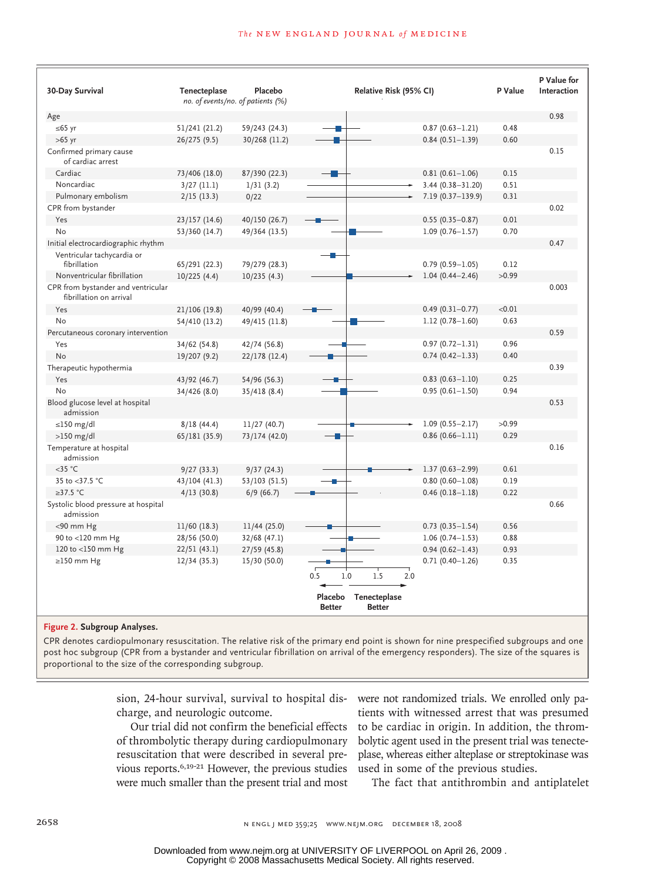| 30-Day Survival | Tenecteplase | Placebo | Relative Risk (95% CI) | P Value | P Value for Interaction |
|---|---|---|---|---|---|
| | *no. of events/no. of patients (%)* | | | | |
| Age | | | | | 0.98 |
| ≤65 yr | 51/241 (21.2) | 59/243 (24.3) | 0.87 (0.63–1.21) | 0.48 | |
| >65 yr | 26/275 (9.5) | 30/268 (11.2) | 0.84 (0.51–1.39) | 0.60 | |
| Confirmed primary cause of cardiac arrest | | | | | 0.15 |
| Cardiac | 73/406 (18.0) | 87/390 (22.3) | 0.81 (0.61–1.06) | 0.15 | |
| Noncardiac | 3/27 (11.1) | 1/31 (3.2) | 3.44 (0.38–31.20) | 0.51 | |
| Pulmonary embolism | 2/15 (13.3) | 0/22 | 7.19 (0.37–139.9) | 0.31 | |
| CPR from bystander | | | | | 0.02 |
| Yes | 23/157 (14.6) | 40/150 (26.7) | 0.55 (0.35–0.87) | 0.01 | |
| No | 53/360 (14.7) | 49/364 (13.5) | 1.09 (0.76–1.57) | 0.70 | |
| Initial electrocardiographic rhythm | | | | | 0.47 |
| Ventricular tachycardia or fibrillation | 65/291 (22.3) | 79/279 (28.3) | 0.79 (0.59–1.05) | 0.12 | |
| Nonventricular fibrillation | 10/225 (4.4) | 10/235 (4.3) | 1.04 (0.44–2.46) | >0.99 | |
| CPR from bystander and ventricular fibrillation on arrival | | | | | 0.003 |
| Yes | 21/106 (19.8) | 40/99 (40.4) | 0.49 (0.31–0.77) | <0.01 | |
| No | 54/410 (13.2) | 49/415 (11.8) | 1.12 (0.78–1.60) | 0.63 | |
| Percutaneous coronary intervention | | | | | 0.59 |
| Yes | 34/62 (54.8) | 42/74 (56.8) | 0.97 (0.72–1.31) | 0.96 | |
| No | 19/207 (9.2) | 22/178 (12.4) | 0.74 (0.42–1.33) | 0.40 | |
| Therapeutic hypothermia | | | | | 0.39 |
| Yes | 43/92 (46.7) | 54/96 (56.3) | 0.83 (0.63–1.10) | 0.25 | |
| No | 34/426 (8.0) | 35/418 (8.4) | 0.95 (0.61–1.50) | 0.94 | |
| Blood glucose level at hospital admission | | | | | 0.53 |
| ≤150 mg/dl | 8/18 (44.4) | 11/27 (40.7) | 1.09 (0.55–2.17) | >0.99 | |
| >150 mg/dl | 65/181 (35.9) | 73/174 (42.0) | 0.86 (0.66–1.11) | 0.29 | |
| Temperature at hospital admission | | | | | 0.16 |
| <35 °C | 9/27 (33.3) | 9/37 (24.3) | 1.37 (0.63–2.99) | 0.61 | |
| 35 to <37.5 °C | 43/104 (41.3) | 53/103 (51.5) | 0.80 (0.60–1.08) | 0.19 | |
| ≥37.5 °C | 4/13 (30.8) | 6/9 (66.7) | 0.46 (0.18–1.18) | 0.22 | |
| Systolic blood pressure at hospital admission | | | | | 0.66 |
| <90 mm Hg | 11/60 (18.3) | 11/44 (25.0) | 0.73 (0.35–1.54) | 0.56 | |
| 90 to <120 mm Hg | 28/56 (50.0) | 32/68 (47.1) | 1.06 (0.74–1.53) | 0.88 | |
| 120 to <150 mm Hg | 22/51 (43.1) | 27/59 (45.8) | 0.94 (0.62–1.43) | 0.93 | |
| ≥150 mm Hg | 12/34 (35.3) | 15/30 (50.0) | 0.71 (0.40–1.26) | 0.35 | |

(Forest plot axis: 0.5, 1.0, 1.5, 2.0; ← Placebo Better | Tenecteplase Better →)

**Figure 2. Subgroup Analyses.**

CPR denotes cardiopulmonary resuscitation. The relative risk of the primary end point is shown for nine prespecified subgroups and one post hoc subgroup (CPR from a bystander and ventricular fibrillation on arrival of the emergency responders). The size of the squares is proportional to the size of the corresponding subgroup.

sion, 24-hour survival, survival to hospital discharge, and neurologic outcome.

Our trial did not confirm the beneficial effects of thrombolytic therapy during cardiopulmonary resuscitation that were described in several previous reports.[6,19-21] However, the previous studies were much smaller than the present trial and most were not randomized trials. We enrolled only patients with witnessed arrest that was presumed to be cardiac in origin. In addition, the thrombolytic agent used in the present trial was tenecteplase, whereas either alteplase or streptokinase was used in some of the previous studies.

The fact that antithrombin and antiplatelet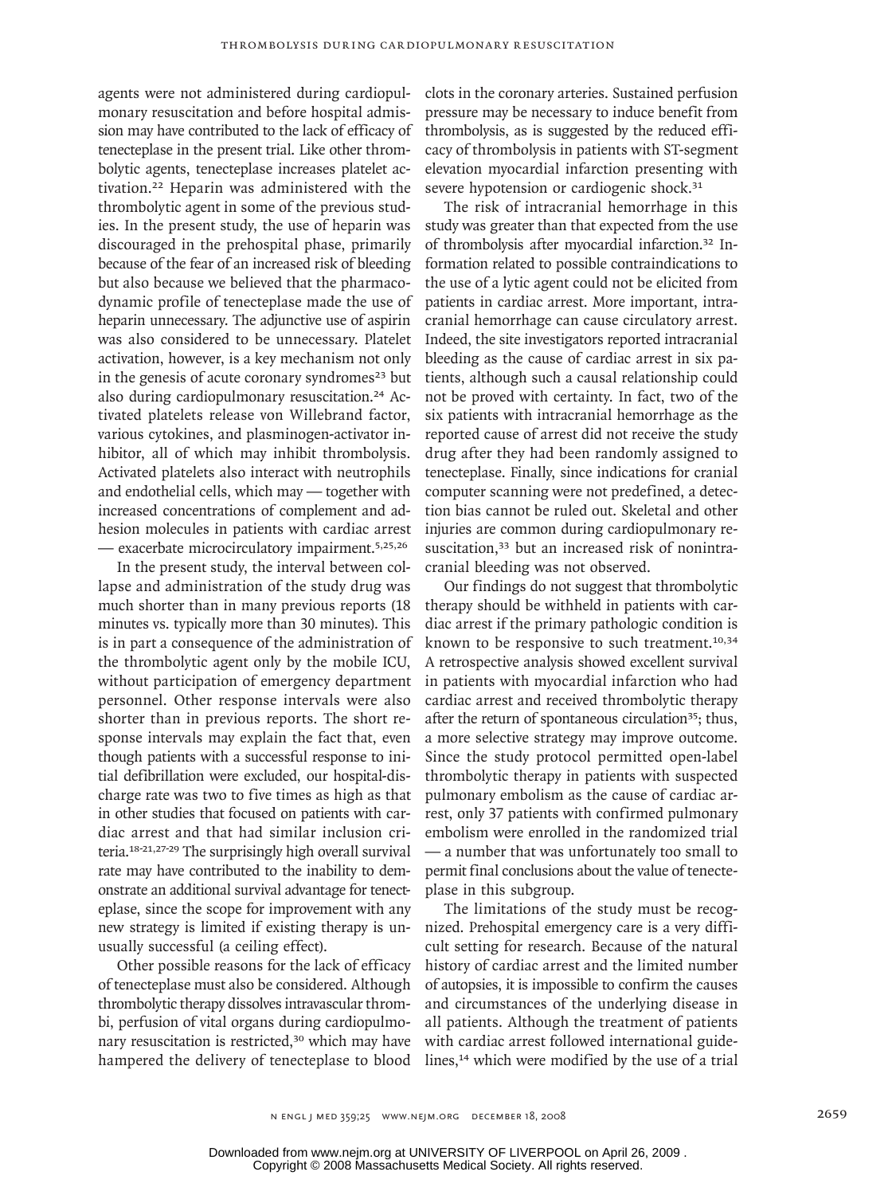agents were not administered during cardiopulmonary resuscitation and before hospital admission may have contributed to the lack of efficacy of tenecteplase in the present trial. Like other thrombolytic agents, tenecteplase increases platelet activation.[22] Heparin was administered with the thrombolytic agent in some of the previous studies. In the present study, the use of heparin was discouraged in the prehospital phase, primarily because of the fear of an increased risk of bleeding but also because we believed that the pharmacodynamic profile of tenecteplase made the use of heparin unnecessary. The adjunctive use of aspirin was also considered to be unnecessary. Platelet activation, however, is a key mechanism not only in the genesis of acute coronary syndromes[23] but also during cardiopulmonary resuscitation.[24] Activated platelets release von Willebrand factor, various cytokines, and plasminogen-activator inhibitor, all of which may inhibit thrombolysis. Activated platelets also interact with neutrophils and endothelial cells, which may — together with increased concentrations of complement and adhesion molecules in patients with cardiac arrest — exacerbate microcirculatory impairment.[5,25,26]

In the present study, the interval between collapse and administration of the study drug was much shorter than in many previous reports (18 minutes vs. typically more than 30 minutes). This is in part a consequence of the administration of the thrombolytic agent only by the mobile ICU, without participation of emergency department personnel. Other response intervals were also shorter than in previous reports. The short response intervals may explain the fact that, even though patients with a successful response to initial defibrillation were excluded, our hospital-discharge rate was two to five times as high as that in other studies that focused on patients with cardiac arrest and that had similar inclusion criteria.[18-21,27-29] The surprisingly high overall survival rate may have contributed to the inability to demonstrate an additional survival advantage for tenecteplase, since the scope for improvement with any new strategy is limited if existing therapy is unusually successful (a ceiling effect).

Other possible reasons for the lack of efficacy of tenecteplase must also be considered. Although thrombolytic therapy dissolves intravascular thrombi, perfusion of vital organs during cardiopulmonary resuscitation is restricted,[30] which may have hampered the delivery of tenecteplase to blood clots in the coronary arteries. Sustained perfusion pressure may be necessary to induce benefit from thrombolysis, as is suggested by the reduced efficacy of thrombolysis in patients with ST-segment elevation myocardial infarction presenting with severe hypotension or cardiogenic shock.[31]

The risk of intracranial hemorrhage in this study was greater than that expected from the use of thrombolysis after myocardial infarction.[32] Information related to possible contraindications to the use of a lytic agent could not be elicited from patients in cardiac arrest. More important, intracranial hemorrhage can cause circulatory arrest. Indeed, the site investigators reported intracranial bleeding as the cause of cardiac arrest in six patients, although such a causal relationship could not be proved with certainty. In fact, two of the six patients with intracranial hemorrhage as the reported cause of arrest did not receive the study drug after they had been randomly assigned to tenecteplase. Finally, since indications for cranial computer scanning were not predefined, a detection bias cannot be ruled out. Skeletal and other injuries are common during cardiopulmonary resuscitation,[33] but an increased risk of nonintracranial bleeding was not observed.

Our findings do not suggest that thrombolytic therapy should be withheld in patients with cardiac arrest if the primary pathologic condition is known to be responsive to such treatment.[10,34] A retrospective analysis showed excellent survival in patients with myocardial infarction who had cardiac arrest and received thrombolytic therapy after the return of spontaneous circulation[35]; thus, a more selective strategy may improve outcome. Since the study protocol permitted open-label thrombolytic therapy in patients with suspected pulmonary embolism as the cause of cardiac arrest, only 37 patients with confirmed pulmonary embolism were enrolled in the randomized trial — a number that was unfortunately too small to permit final conclusions about the value of tenecteplase in this subgroup.

The limitations of the study must be recognized. Prehospital emergency care is a very difficult setting for research. Because of the natural history of cardiac arrest and the limited number of autopsies, it is impossible to confirm the causes and circumstances of the underlying disease in all patients. Although the treatment of patients with cardiac arrest followed international guidelines,[14] which were modified by the use of a trial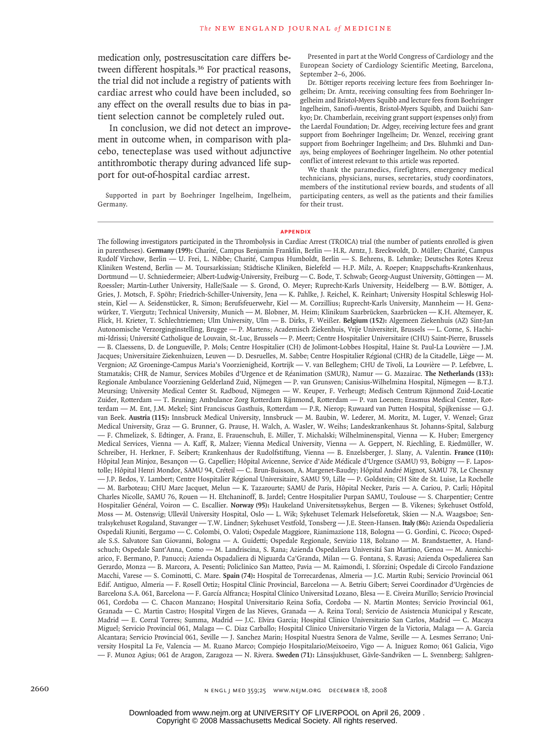medication only, postresuscitation care differs between different hospitals.[36] For practical reasons, the trial did not include a registry of patients with cardiac arrest who could have been included, so any effect on the overall results due to bias in patient selection cannot be completely ruled out.

In conclusion, we did not detect an improvement in outcome when, in comparison with placebo, tenecteplase was used without adjunctive antithrombotic therapy during advanced life support for out-of-hospital cardiac arrest.

Supported in part by Boehringer Ingelheim, Ingelheim, Germany.

Presented in part at the World Congress of Cardiology and the European Society of Cardiology Scientific Meeting, Barcelona, September 2–6, 2006.

Dr. Böttiger reports receiving lecture fees from Boehringer Ingelheim; Dr. Arntz, receiving consulting fees from Boehringer Ingelheim and Bristol-Myers Squibb and lecture fees from Boehringer Ingelheim, Sanofi-Aventis, Bristol-Myers Squibb, and Daiichi Sankyo; Dr. Chamberlain, receiving grant support (expenses only) from the Laerdal Foundation; Dr. Adgey, receiving lecture fees and grant support from Boehringer Ingelheim; Dr. Wenzel, receiving grant support from Boehringer Ingelheim; and Drs. Bluhmki and Danays, being employees of Boehringer Ingelheim. No other potential conflict of interest relevant to this article was reported.

We thank the paramedics, firefighters, emergency medical technicians, physicians, nurses, secretaries, study coordinators, members of the institutional review boards, and students of all participating centers, as well as the patients and their families for their trust.

## APPENDIX

The following investigators participated in the Thrombolysis in Cardiac Arrest (TROICA) trial (the number of patients enrolled is given in parentheses). **Germany (199):** Charité, Campus Benjamin Franklin, Berlin — H.R. Arntz, J. Breckwoldt, D. Müller; Charité, Campus Rudolf Virchow, Berlin — U. Frei, L. Nibbe; Charité, Campus Humboldt, Berlin — S. Behrens, B. Lehmke; Deutsches Rotes Kreuz Kliniken Westend, Berlin — M. Toursarkissian; Städtische Kliniken, Bielefeld — H.P. Milz, A. Roeper; Knappschafts-Krankenhaus, Dortmund — U. Schniedermeier; Albert-Ludwig-University, Freiburg — C. Bode, T. Schwab; Georg-August University, Göttingen — M. Roessler; Martin-Luther University, Halle/Saale — S. Grond, O. Meyer; Ruprecht-Karls University, Heidelberg — B.W. Böttiger, A. Gries, J. Motsch, F. Spöhr; Friedrich-Schiller-University, Jena — K. Pahlke, J. Reichel, K. Reinhart; University Hospital Schleswig Holstein, Kiel — A. Seidenstücker, R. Simon; Berufsfeuerwehr, Kiel — M. Corzillius; Ruprecht-Karls University, Mannheim — H. Genzwürker, T. Viergutz; Technical University, Munich — M. Blobner, M. Heim; Klinikum Saarbrücken, Saarbrücken — K.H. Altemeyer, K. Flick, H. Krieter, T. Schlechtriemen; Ulm University, Ulm — B. Dirks, F. Weißer. **Belgium (152):** Algemeen Ziekenhuis (AZ) Sint-Jan Autonomische Verzorginginstelling, Brugge — P. Martens; Academisch Ziekenhuis, Vrije Universiteit, Brussels — L. Corne, S. Hachimi-Idrissi; Université Catholique de Louvain, St.-Luc, Brussels — P. Meert; Centre Hospitalier Universitaire (CHU) Saint-Pierre, Brussels — B. Claessens, D. de Longueville, P. Mols; Centre Hospitalier (CH) de Jolimont-Lobbes Hospital, Haine St. Paul-La Louvière — J.M. Jacques; Universitaire Ziekenhuizen, Leuven — D. Desruelles, M. Sabbe; Centre Hospitalier Régional (CHR) de la Citadelle, Liège — M. Vergnion; AZ Groeninge-Campus Maria's Voorzienigheid, Kortrijk — V. van Belleghem; CHU de Tivoli, La Louvière — P. Lefebvre, L. Stamatakis; CHR de Namur, Services Mobiles d'Urgence et de Réanimation (SMUR), Namur — G. Mazairac. **The Netherlands (133):** Regionale Ambulance Voorziening Gelderland Zuid, Nijmegen — P. van Grunsven; Canisius-Wilhelmina Hospital, Nijmegen — B.T.J. Meursing; University Medical Center St. Radboud, Nijmegen — W. Keuper, F. Verheugt; Medisch Centrum Rijnmond Zuid-Locatie Zuider, Rotterdam — T. Bruning; Ambulance Zorg Rotterdam Rijnmond, Rotterdam — P. van Loenen; Erasmus Medical Center, Rotterdam — M. Ent, J.M. Mekel; Sint Franciscus Gasthuis, Rotterdam — P.R. Nierop; Ruwaard van Putten Hospital, Spijkenisse — G.J. van Beek. **Austria (115):** Innsbruck Medical University, Innsbruck — M. Baubin, W. Lederer, M. Moritz, M. Luger, V. Wenzel; Graz Medical University, Graz — G. Brunner, G. Prause, H. Walch, A. Wasler, W. Weihs; Landeskrankenhaus St. Johanns-Spital, Salzburg — F. Chmelizek, S. Edtinger, A. Franz, E. Frauenschuh, E. Miller, T. Michalski; Wilhelminenspital, Vienna — K. Huber; Emergency Medical Services, Vienna — A. Kaff, R. Malzer; Vienna Medical University, Vienna — A. Geppert, N. Riechling, E. Riedmüller, W. Schreiber, H. Herkner, F. Seibert; Krankenhaus der Rudolfstiftung, Vienna — B. Enzelsberger, J. Slany, A. Valentin. **France (110):** Hôpital Jean Minjoz, Besançon — G. Capellier; Hôpital Avicenne, Service d'Aide Médicale d'Urgence (SAMU) 93, Bobigny — F. Lapostolle; Hôpital Henri Mondor, SAMU 94, Créteil — C. Brun-Buisson, A. Margenet-Baudry; Hôpital André Mignot, SAMU 78, Le Chesnay — J.P. Bedos, Y. Lambert; Centre Hospitalier Régional Universitaire, SAMU 59, Lille — P. Goldstein; CH Site de St. Luise, La Rochelle — M. Barboteau; CHU Marc Jacquet, Melun — K. Tazarourte; SAMU de Paris, Hôpital Necker, Paris — A. Cariou, P. Carli; Hôpital Charles Nicolle, SAMU 76, Rouen — H. Eltchaninoff, B. Jardel; Centre Hospitalier Purpan SAMU, Toulouse — S. Charpentier; Centre Hospitalier Général, Voiron — C. Escallier. **Norway (95):** Haukeland Universitetssykehus, Bergen — B. Vikenes; Sykehuset Ostfold, Moss — M. Ostensvig; Ullevål University Hospital, Oslo — L. Wik; Sykehuset Telemark Helseforetak, Skien — N.A. Waagsboe; Sentralsykehuset Rogaland, Stavanger — T.W. Lindner; Sykehuset Vestfold, Tonsberg — J.E. Steen-Hansen. **Italy (86):** Azienda Ospedalieria Ospedali Riuniti, Bergamo — C. Colombi, O. Valoti; Ospedale Maggiore, Rianimazione 118, Bologna — G. Gordini, C. Picoco; Ospedale S.S. Salvatore San Giovanni, Bologna — A. Guidetti; Ospedale Regionale, Servizio 118, Bolzano — M. Brandstaetter, A. Handschuch; Ospedale Sant'Anna, Como — M. Landriscina, S. Rana; Azienda Ospedaliera Universitá San Martino, Genoa — M. Annicchiarico, F. Bermano, P. Panucci; Azienda Ospadaliera di Niguarda Ca'Granda, Milan — G. Fontana, S. Ravasi; Azienda Ospedalierea San Gerardo, Monza — B. Marcora, A. Pesenti; Policlinico San Matteo, Pavia — M. Raimondi, I. Sforzini; Ospedale di Circolo Fondazione Macchi, Varese — S. Cominotti, C. Mare. **Spain (74):** Hospital de Torrecardenas, Almeria — J.C. Martin Rubi; Servicio Provincial 061 Edif. Antiguo, Almeria — F. Rosell Ortiz; Hospital Clinic Provincial, Barcelona — A. Betriu Gibert; Servei Coordinador d'Urgències de Barcelona S.A. 061, Barcelona — F. García Alfranca; Hospital Clínico Universitad Lozano, Blesa — E. Civeira Murillo; Servicio Provincial 061, Cordoba — C. Chacon Manzano; Hospital Universitario Reina Sofia, Cordoba — N. Martin Montes; Servicio Provincial 061, Granada — C. Martin Castro; Hospital Virgen de las Nieves, Granada — A. Reina Toral; Servicio de Asistencia Municipal y Rescate, Madrid — E. Corral Torres; Summa, Madrid — J.C. Elvira Garcia; Hospital Clinico Universitario San Carlos, Madrid — C. Macaya Miguel; Servicio Provincial 061, Malaga — C. Diaz Carballo; Hospital Clinico Universitario Virgen de la Victoria, Malaga — A. Garcia Alcantara; Servicio Provincial 061, Seville — J. Sanchez Marin; Hospital Nuestra Senora de Valme, Seville — A. Lesmes Serrano; University Hospital La Fe, Valencia — M. Ruano Marco; Compiejo Hospitalario/Meixoeiro, Vigo — A. Iniguez Romo; 061 Galicia, Vigo — F. Munoz Agius; 061 de Aragon, Zaragoza — N. Rivera. **Sweden (71):** Länssjukhuset, Gävle-Sandviken — L. Svennberg; Sahlgren-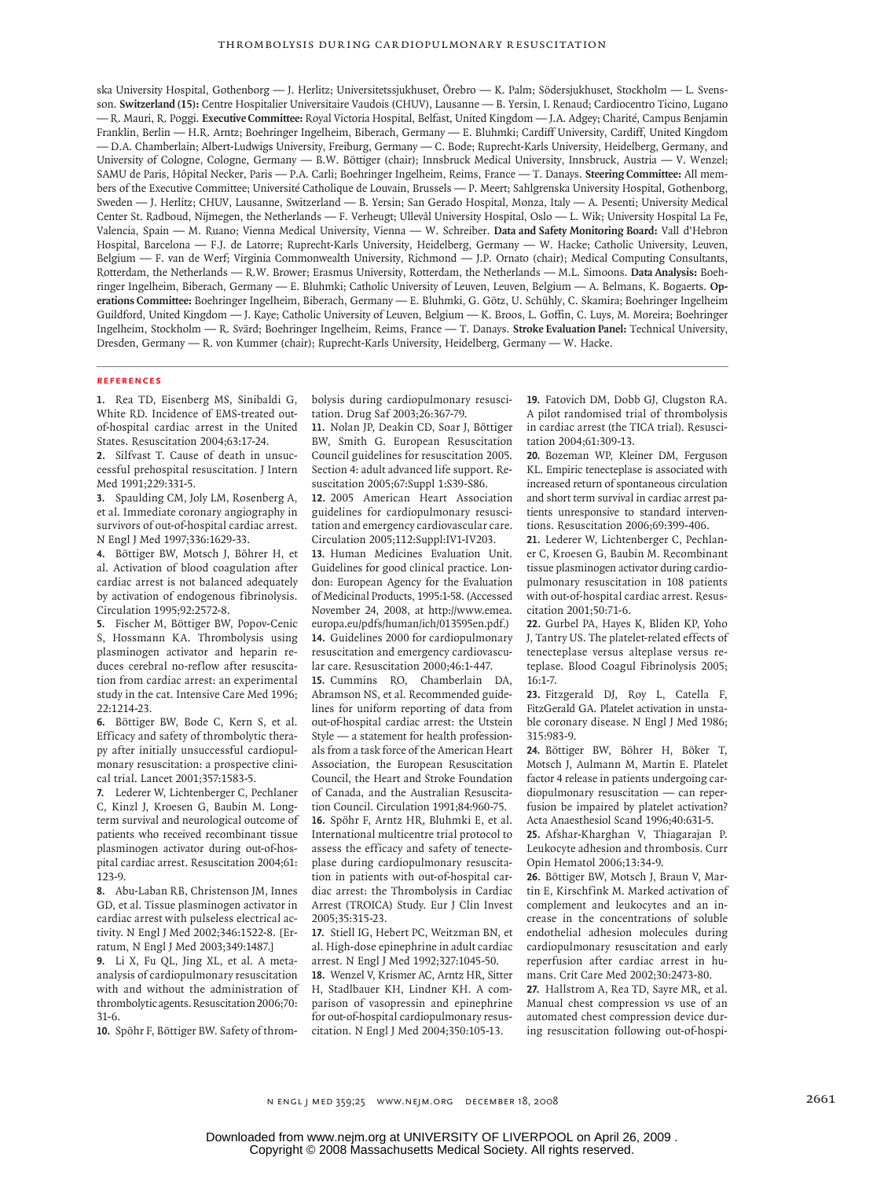ska University Hospital, Gothenborg — J. Herlitz; Universitetssjukhuset, Örebro — K. Palm; Södersjukhuset, Stockholm — L. Svensson. **Switzerland (15):** Centre Hospitalier Universitaire Vaudois (CHUV), Lausanne — B. Yersin, I. Renaud; Cardiocentro Ticino, Lugano — R. Mauri, R. Poggi. **Executive Committee:** Royal Victoria Hospital, Belfast, United Kingdom — J.A. Adgey; Charité, Campus Benjamin Franklin, Berlin — H.R. Arntz; Boehringer Ingelheim, Biberach, Germany — E. Bluhmki; Cardiff University, Cardiff, United Kingdom — D.A. Chamberlain; Albert-Ludwigs University, Freiburg, Germany — C. Bode; Ruprecht-Karls University, Heidelberg, Germany, and University of Cologne, Cologne, Germany — B.W. Böttiger (chair); Innsbruck Medical University, Innsbruck, Austria — V. Wenzel; SAMU de Paris, Hôpital Necker, Paris — P.A. Carli; Boehringer Ingelheim, Reims, France — T. Danays. **Steering Committee:** All members of the Executive Committee; Université Catholique de Louvain, Brussels — P. Meert; Sahlgrenska University Hospital, Gothenborg, Sweden — J. Herlitz; CHUV, Lausanne, Switzerland — B. Yersin; San Gerado Hospital, Monza, Italy — A. Pesenti; University Medical Center St. Radboud, Nijmegen, the Netherlands — F. Verheugt; Ullevål University Hospital, Oslo — L. Wik; University Hospital La Fe, Valencia, Spain — M. Ruano; Vienna Medical University, Vienna — W. Schreiber. **Data and Safety Monitoring Board:** Vall d'Hebron Hospital, Barcelona — F.J. de Latorre; Ruprecht-Karls University, Heidelberg, Germany — W. Hacke; Catholic University, Leuven, Belgium — F. van de Werf; Virginia Commonwealth University, Richmond — J.P. Ornato (chair); Medical Computing Consultants, Rotterdam, the Netherlands — R.W. Brower; Erasmus University, Rotterdam, the Netherlands — M.L. Simoons. **Data Analysis:** Boehringer Ingelheim, Biberach, Germany — E. Bluhmki; Catholic University of Leuven, Leuven, Belgium — A. Belmans, K. Bogaerts. **Operations Committee:** Boehringer Ingelheim, Biberach, Germany — E. Bluhmki, G. Götz, U. Schühly, C. Skamira; Boehringer Ingelheim Guildford, United Kingdom — J. Kaye; Catholic University of Leuven, Belgium — K. Broos, L. Goffin, C. Luys, M. Moreira; Boehringer Ingelheim, Stockholm — R. Svärd; Boehringer Ingelheim, Reims, France — T. Danays. **Stroke Evaluation Panel:** Technical University, Dresden, Germany — R. von Kummer (chair); Ruprecht-Karls University, Heidelberg, Germany — W. Hacke.

## References

1. Rea TD, Eisenberg MS, Sinibaldi G, White RD. Incidence of EMS-treated out-of-hospital cardiac arrest in the United States. Resuscitation 2004;63:17-24.
2. Silfvast T. Cause of death in unsuccessful prehospital resuscitation. J Intern Med 1991;229:331-5.
3. Spaulding CM, Joly LM, Rosenberg A, et al. Immediate coronary angiography in survivors of out-of-hospital cardiac arrest. N Engl J Med 1997;336:1629-33.
4. Böttiger BW, Motsch J, Böhrer H, et al. Activation of blood coagulation after cardiac arrest is not balanced adequately by activation of endogenous fibrinolysis. Circulation 1995;92:2572-8.
5. Fischer M, Böttiger BW, Popov-Cenic S, Hossmann KA. Thrombolysis using plasminogen activator and heparin reduces cerebral no-reflow after resuscitation from cardiac arrest: an experimental study in the cat. Intensive Care Med 1996;22:1214-23.
6. Böttiger BW, Bode C, Kern S, et al. Efficacy and safety of thrombolytic therapy after initially unsuccessful cardiopulmonary resuscitation: a prospective clinical trial. Lancet 2001;357:1583-5.
7. Lederer W, Lichtenberger C, Pechlaner C, Kinzl J, Kroesen G, Baubin M. Long-term survival and neurological outcome of patients who received recombinant tissue plasminogen activator during out-of-hospital cardiac arrest. Resuscitation 2004;61:123-9.
8. Abu-Laban RB, Christenson JM, Innes GD, et al. Tissue plasminogen activator in cardiac arrest with pulseless electrical activity. N Engl J Med 2002;346:1522-8. [Erratum, N Engl J Med 2003;349:1487.]
9. Li X, Fu QL, Jing XL, et al. A meta-analysis of cardiopulmonary resuscitation with and without the administration of thrombolytic agents. Resuscitation 2006;70:31-6.
10. Spöhr F, Böttiger BW. Safety of thrombolysis during cardiopulmonary resuscitation. Drug Saf 2003;26:367-79.
11. Nolan JP, Deakin CD, Soar J, Böttiger BW, Smith G. European Resuscitation Council guidelines for resuscitation 2005. Section 4: adult advanced life support. Resuscitation 2005;67:Suppl 1:S39-S86.
12. 2005 American Heart Association guidelines for cardiopulmonary resuscitation and emergency cardiovascular care. Circulation 2005;112:Suppl:IV1-IV203.
13. Human Medicines Evaluation Unit. Guidelines for good clinical practice. London: European Agency for the Evaluation of Medicinal Products, 1995:1-58. (Accessed November 24, 2008, at http://www.emea.europa.eu/pdfs/human/ich/013595en.pdf.)
14. Guidelines 2000 for cardiopulmonary resuscitation and emergency cardiovascular care. Resuscitation 2000;46:1-447.
15. Cummins RO, Chamberlain DA, Abramson NS, et al. Recommended guidelines for uniform reporting of data from out-of-hospital cardiac arrest: the Utstein Style — a statement for health professionals from a task force of the American Heart Association, the European Resuscitation Council, the Heart and Stroke Foundation of Canada, and the Australian Resuscitation Council. Circulation 1991;84:960-75.
16. Spöhr F, Arntz HR, Bluhmki E, et al. International multicentre trial protocol to assess the efficacy and safety of tenecteplase during cardiopulmonary resuscitation in patients with out-of-hospital cardiac arrest: the Thrombolysis in Cardiac Arrest (TROICA) Study. Eur J Clin Invest 2005;35:315-23.
17. Stiell IG, Hebert PC, Weitzman BN, et al. High-dose epinephrine in adult cardiac arrest. N Engl J Med 1992;327:1045-50.
18. Wenzel V, Krismer AC, Arntz HR, Sitter H, Stadlbauer KH, Lindner KH. A comparison of vasopressin and epinephrine for out-of-hospital cardiopulmonary resuscitation. N Engl J Med 2004;350:105-13.
19. Fatovich DM, Dobb GJ, Clugston RA. A pilot randomised trial of thrombolysis in cardiac arrest (the TICA trial). Resuscitation 2004;61:309-13.
20. Bozeman WP, Kleiner DM, Ferguson KL. Empiric tenecteplase is associated with increased return of spontaneous circulation and short term survival in cardiac arrest patients unresponsive to standard interventions. Resuscitation 2006;69:399-406.
21. Lederer W, Lichtenberger C, Pechlaner C, Kroesen G, Baubin M. Recombinant tissue plasminogen activator during cardiopulmonary resuscitation in 108 patients with out-of-hospital cardiac arrest. Resuscitation 2001;50:71-6.
22. Gurbel PA, Hayes K, Bliden KP, Yoho J, Tantry US. The platelet-related effects of tenecteplase versus alteplase versus reteplase. Blood Coagul Fibrinolysis 2005;16:1-7.
23. Fitzgerald DJ, Roy L, Catella F, FitzGerald GA. Platelet activation in unstable coronary disease. N Engl J Med 1986;315:983-9.
24. Böttiger BW, Böhrer H, Böker T, Motsch J, Aulmann M, Martin E. Platelet factor 4 release in patients undergoing cardiopulmonary resuscitation — can reperfusion be impaired by platelet activation? Acta Anaesthesiol Scand 1996;40:631-5.
25. Afshar-Kharghan V, Thiagarajan P. Leukocyte adhesion and thrombosis. Curr Opin Hematol 2006;13:34-9.
26. Böttiger BW, Motsch J, Braun V, Martin E, Kirschfink M. Marked activation of complement and leukocytes and an increase in the concentrations of soluble endothelial adhesion molecules during cardiopulmonary resuscitation and early reperfusion after cardiac arrest in humans. Crit Care Med 2002;30:2473-80.
27. Hallstrom A, Rea TD, Sayre MR, et al. Manual chest compression vs use of an automated chest compression device during resuscitation following out-of-hospi-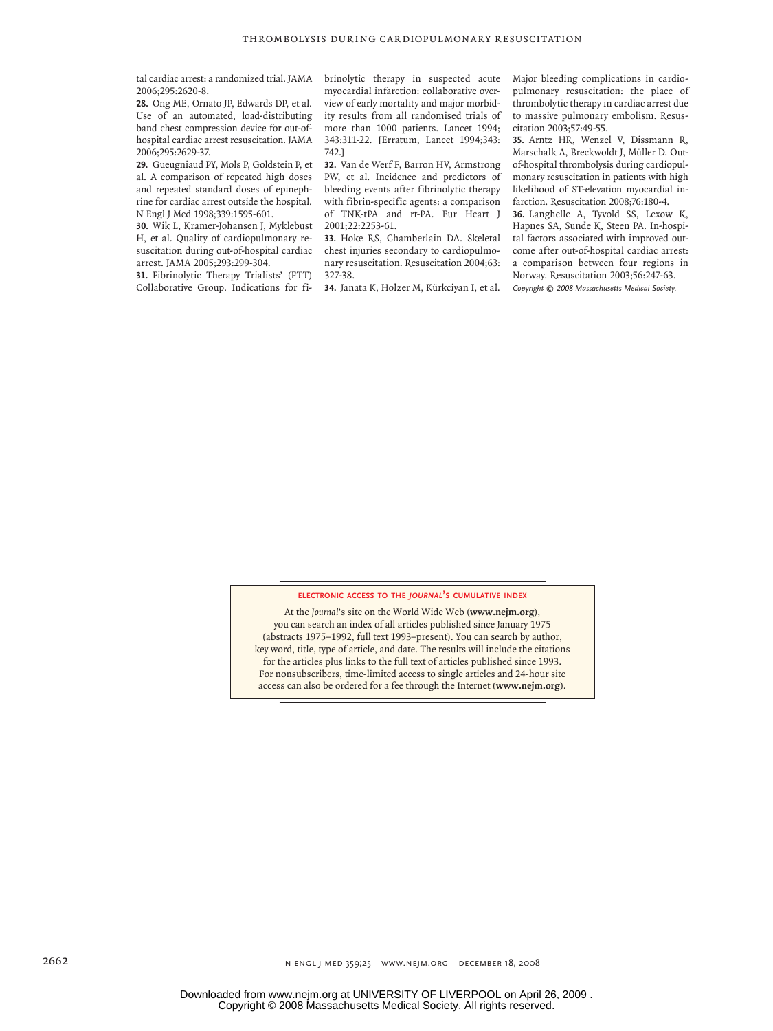tal cardiac arrest: a randomized trial. JAMA 2006;295:2620-8.

**28.** Ong ME, Ornato JP, Edwards DP, et al. Use of an automated, load-distributing band chest compression device for out-of-hospital cardiac arrest resuscitation. JAMA 2006;295:2629-37.

**29.** Gueugniaud PY, Mols P, Goldstein P, et al. A comparison of repeated high doses and repeated standard doses of epinephrine for cardiac arrest outside the hospital. N Engl J Med 1998;339:1595-601.

**30.** Wik L, Kramer-Johansen J, Myklebust H, et al. Quality of cardiopulmonary resuscitation during out-of-hospital cardiac arrest. JAMA 2005;293:299-304.

**31.** Fibrinolytic Therapy Trialists' (FTT) Collaborative Group. Indications for fibrinolytic therapy in suspected acute myocardial infarction: collaborative overview of early mortality and major morbidity results from all randomised trials of more than 1000 patients. Lancet 1994; 343:311-22. [Erratum, Lancet 1994;343: 742.]

**32.** Van de Werf F, Barron HV, Armstrong PW, et al. Incidence and predictors of bleeding events after fibrinolytic therapy with fibrin-specific agents: a comparison of TNK-tPA and rt-PA. Eur Heart J 2001;22:2253-61.

**33.** Hoke RS, Chamberlain DA. Skeletal chest injuries secondary to cardiopulmonary resuscitation. Resuscitation 2004;63: 327-38.

**34.** Janata K, Holzer M, Kürkciyan I, et al. Major bleeding complications in cardiopulmonary resuscitation: the place of thrombolytic therapy in cardiac arrest due to massive pulmonary embolism. Resuscitation 2003;57:49-55.

**35.** Arntz HR, Wenzel V, Dissmann R, Marschalk A, Breckwoldt J, Müller D. Out-of-hospital thrombolysis during cardiopulmonary resuscitation in patients with high likelihood of ST-elevation myocardial infarction. Resuscitation 2008;76:180-4.

**36.** Langhelle A, Tyvold SS, Lexow K, Hapnes SA, Sunde K, Steen PA. In-hospital factors associated with improved outcome after out-of-hospital cardiac arrest: a comparison between four regions in Norway. Resuscitation 2003;56:247-63.

*Copyright © 2008 Massachusetts Medical Society.*

### ELECTRONIC ACCESS TO THE *JOURNAL*'S CUMULATIVE INDEX

At the *Journal*'s site on the World Wide Web (**www.nejm.org**), you can search an index of all articles published since January 1975 (abstracts 1975–1992, full text 1993–present). You can search by author, key word, title, type of article, and date. The results will include the citations for the articles plus links to the full text of articles published since 1993. For nonsubscribers, time-limited access to single articles and 24-hour site access can also be ordered for a fee through the Internet (**www.nejm.org**).

Downloaded from www.nejm.org at UNIVERSITY OF LIVERPOOL on April 26, 2009 .
Copyright © 2008 Massachusetts Medical Society. All rights reserved.